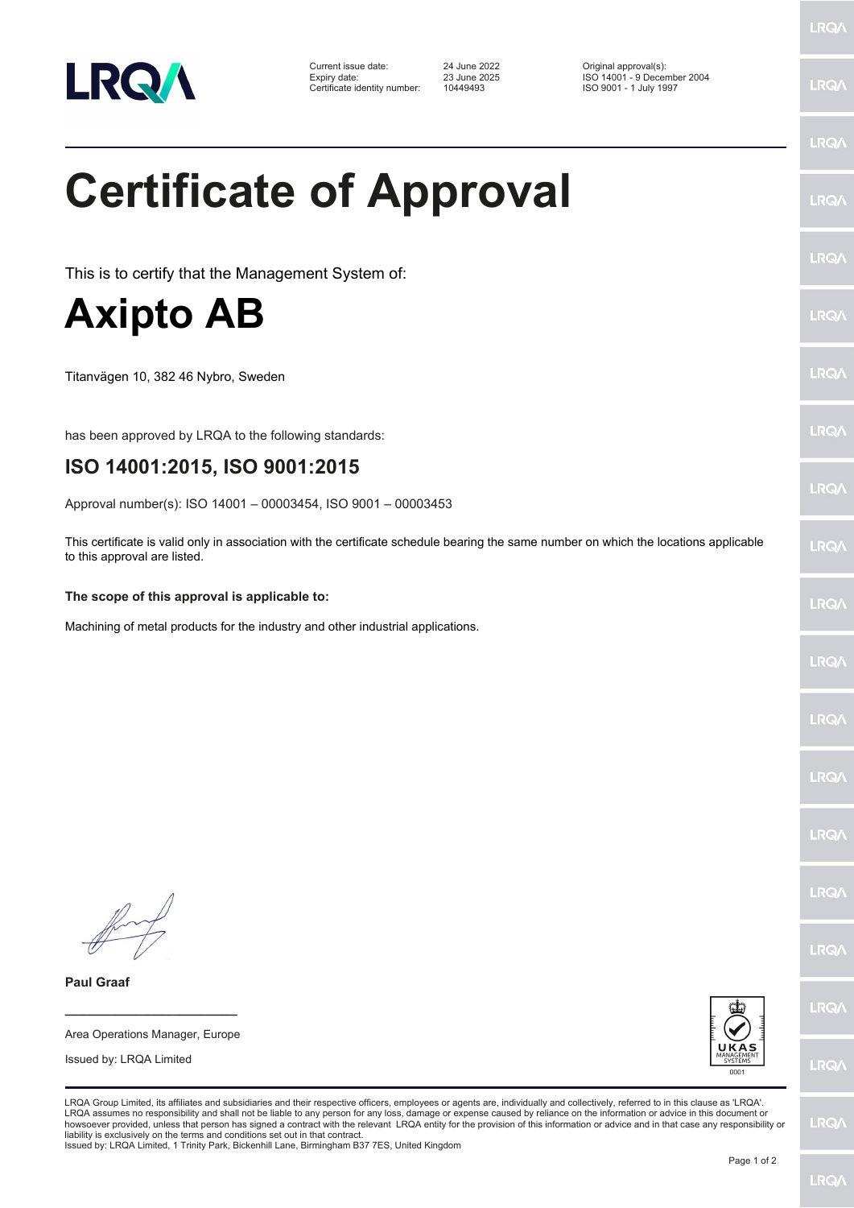| | | |
|---|---|---|
| Current issue date: | 24 June 2022 | Original approval(s): |
| Expiry date: | 23 June 2025 | ISO 14001 - 9 December 2004 |
| Certificate identity number: | 10449493 | ISO 9001 - 1 July 1997 |

# Certificate of Approval

This is to certify that the Management System of:

# Axipto AB

Titanvägen 10, 382 46 Nybro, Sweden

has been approved by LRQA to the following standards:

## ISO 14001:2015, ISO 9001:2015

Approval number(s): ISO 14001 – 00003454, ISO 9001 – 00003453

This certificate is valid only in association with the certificate schedule bearing the same number on which the locations applicable to this approval are listed.

**The scope of this approval is applicable to:**

Machining of metal products for the industry and other industrial applications.

**Paul Graaf**

Area Operations Manager, Europe

Issued by: LRQA Limited

UKAS MANAGEMENT SYSTEMS 0001

LRQA Group Limited, its affiliates and subsidiaries and their respective officers, employees or agents are, individually and collectively, referred to in this clause as 'LRQA'. LRQA assumes no responsibility and shall not be liable to any person for any loss, damage or expense caused by reliance on the information or advice in this document or howsoever provided, unless that person has signed a contract with the relevant LRQA entity for the provision of this information or advice and in that case any responsibility or liability is exclusively on the terms and conditions set out in that contract.
Issued by: LRQA Limited, 1 Trinity Park, Bickenhill Lane, Birmingham B37 7ES, United Kingdom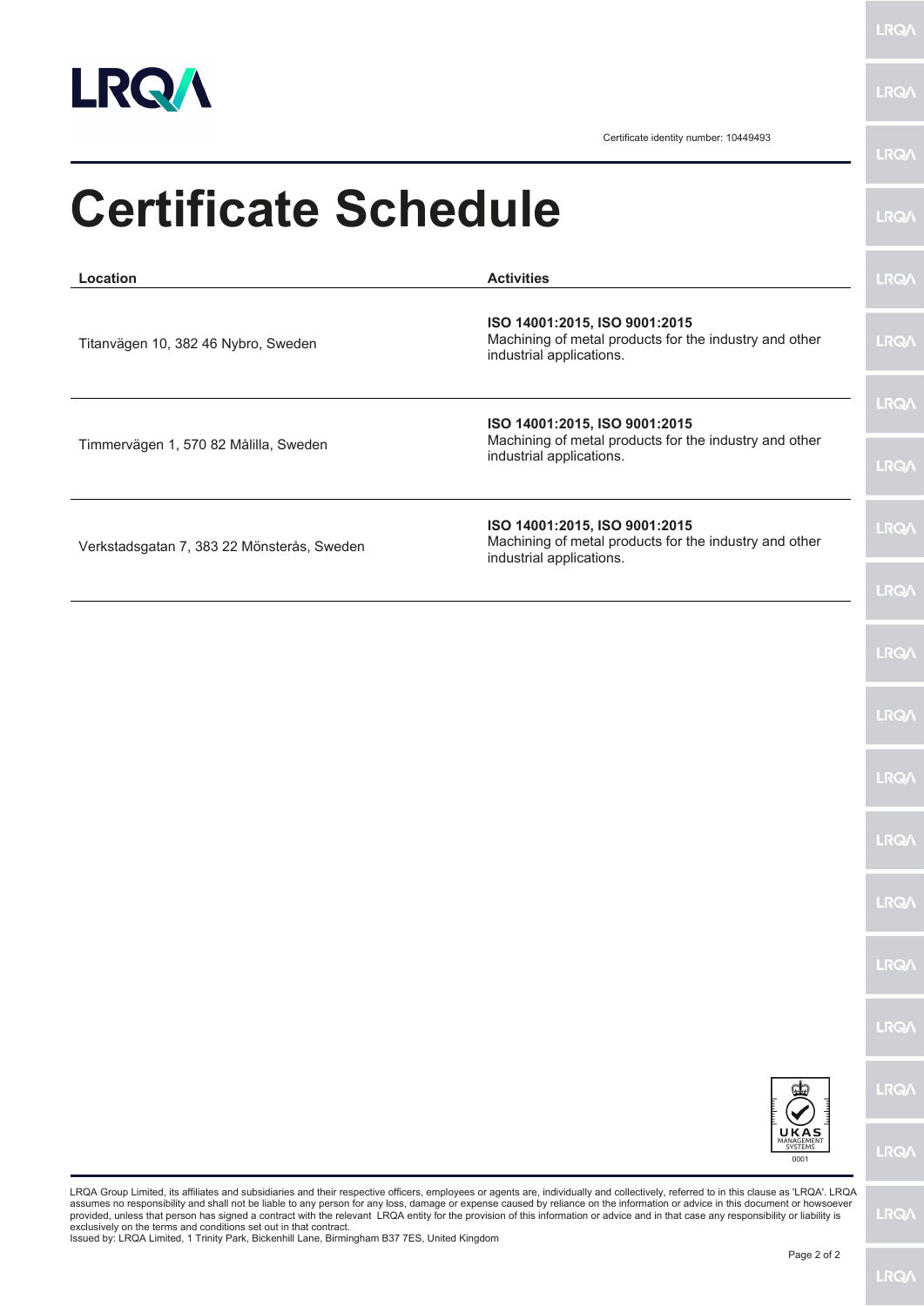Certificate identity number: 10449493

# Certificate Schedule

| Location | Activities |
| --- | --- |
| Titanvägen 10, 382 46 Nybro, Sweden | **ISO 14001:2015, ISO 9001:2015** Machining of metal products for the industry and other industrial applications. |
| Timmervägen 1, 570 82 Målilla, Sweden | **ISO 14001:2015, ISO 9001:2015** Machining of metal products for the industry and other industrial applications. |
| Verkstadsgatan 7, 383 22 Mönsterås, Sweden | **ISO 14001:2015, ISO 9001:2015** Machining of metal products for the industry and other industrial applications. |

UKAS MANAGEMENT SYSTEMS
0001

LRQA Group Limited, its affiliates and subsidiaries and their respective officers, employees or agents are, individually and collectively, referred to in this clause as 'LRQA'. LRQA assumes no responsibility and shall not be liable to any person for any loss, damage or expense caused by reliance on the information or advice in this document or howsoever provided, unless that person has signed a contract with the relevant LRQA entity for the provision of this information or advice and in that case any responsibility or liability is exclusively on the terms and conditions set out in that contract.
Issued by: LRQA Limited, 1 Trinity Park, Bickenhill Lane, Birmingham B37 7ES, United Kingdom